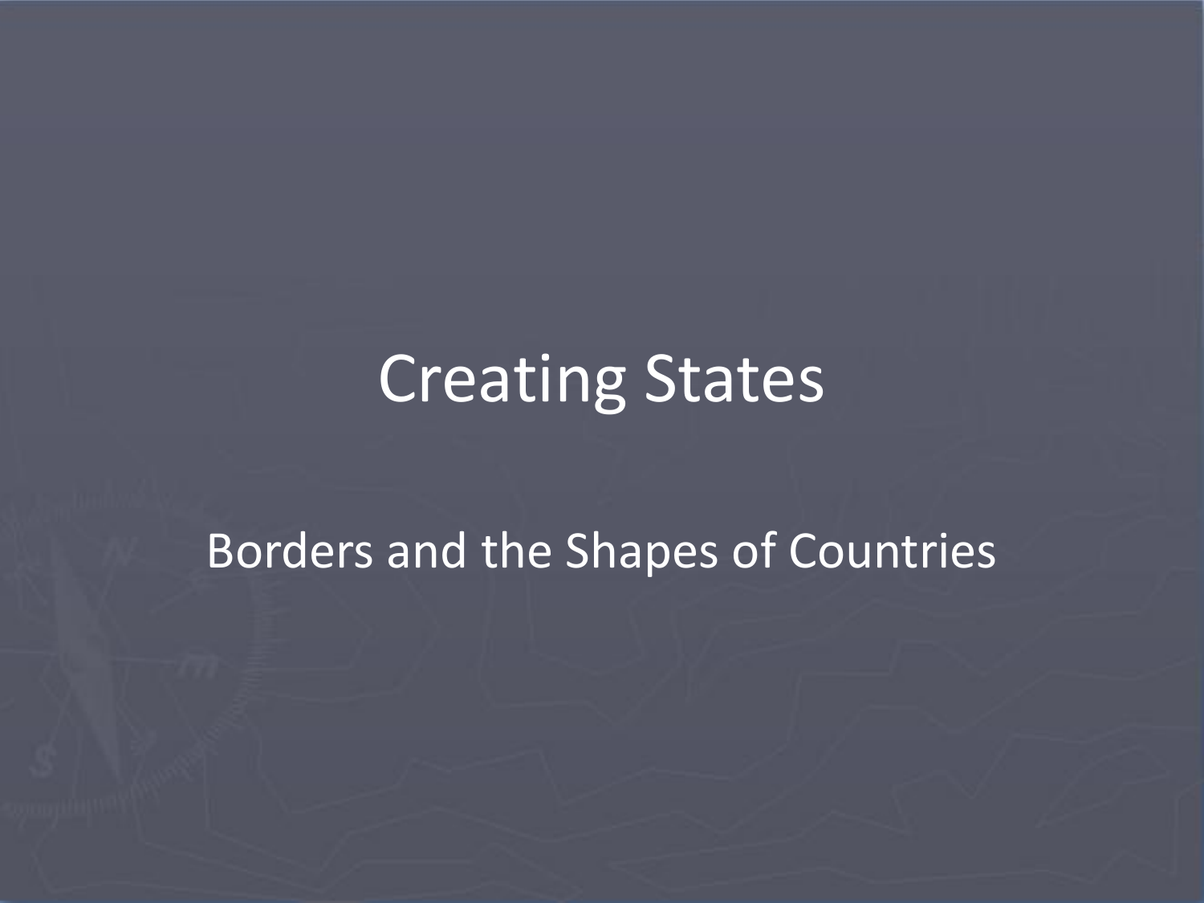# Creating States

## Borders and the Shapes of Countries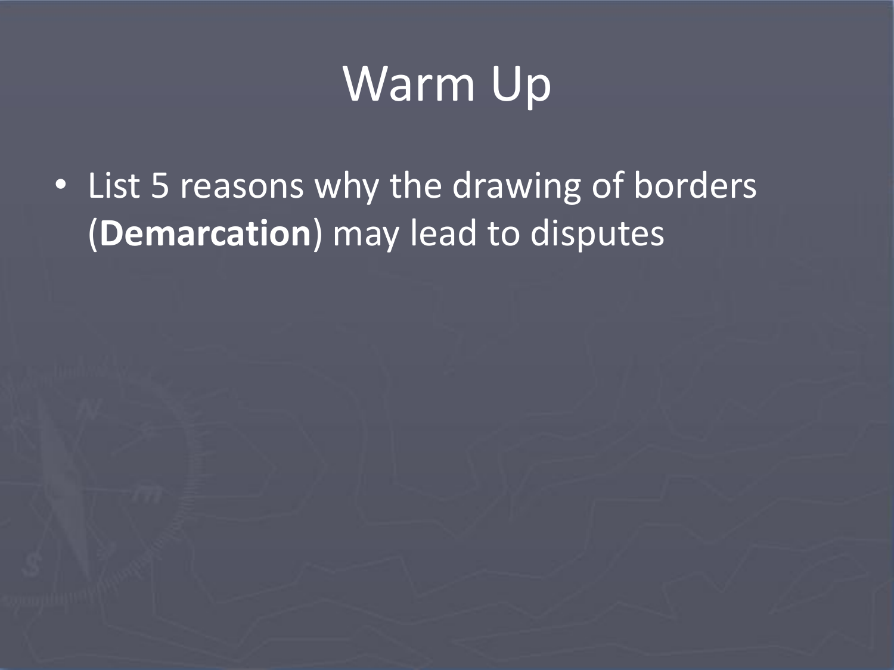# Warm Up

- List 5 reasons why the drawing of borders (**Demarcation**) may lead to disputes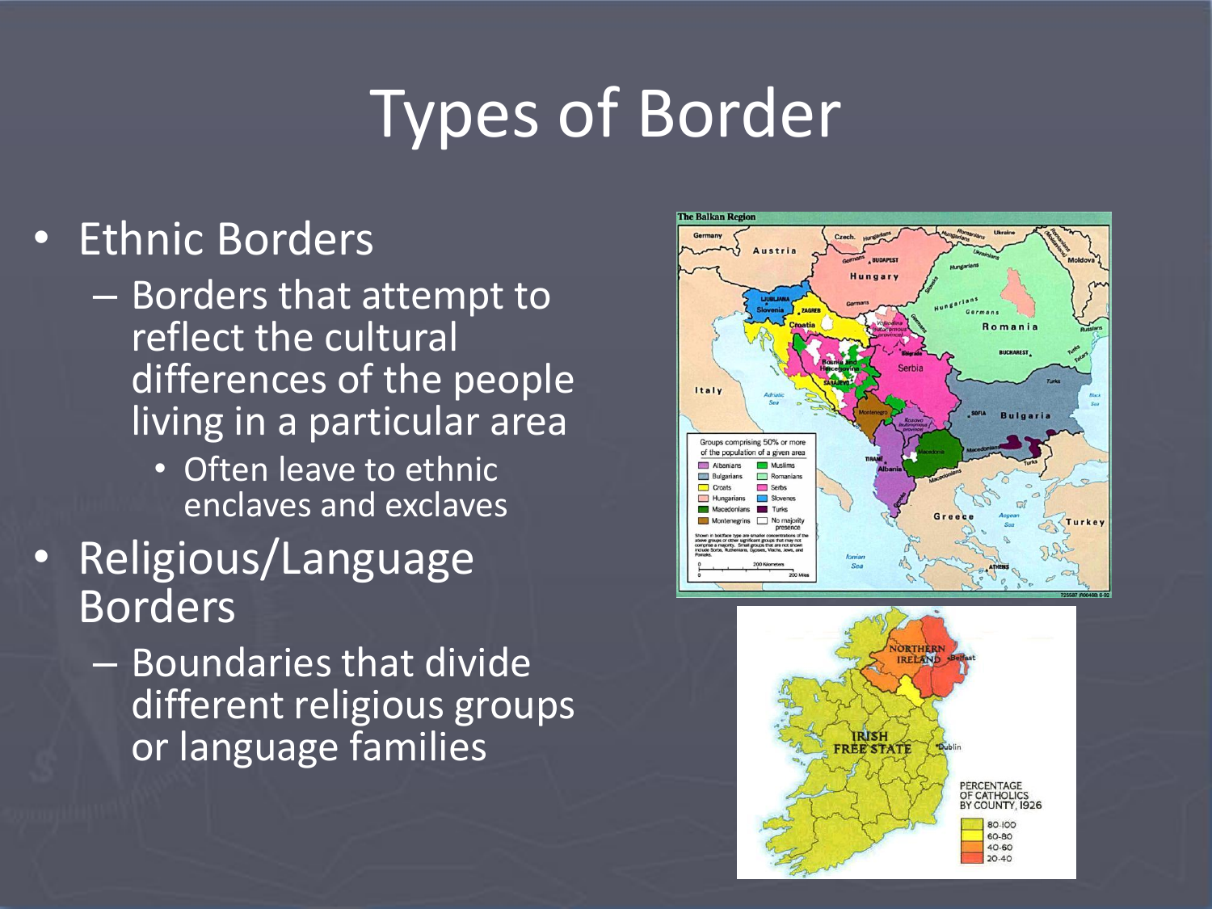# Types of Border

- Ethnic Borders
  - Borders that attempt to reflect the cultural differences of the people living in a particular area
    - Often leave to ethnic enclaves and exclaves
- Religious/Language Borders
  - Boundaries that divide different religious groups or language families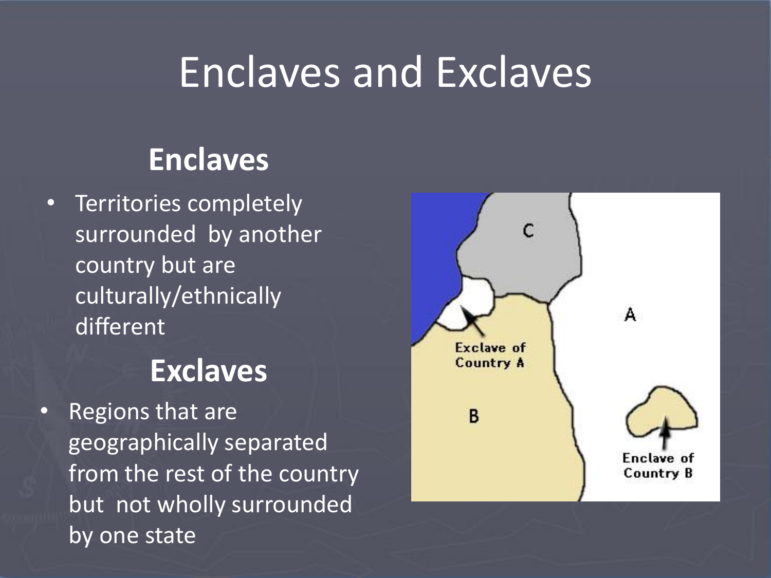# Enclaves and Exclaves

## Enclaves

- Territories completely surrounded by another country but are culturally/ethnically different

## Exclaves

- Regions that are geographically separated from the rest of the country but not wholly surrounded by one state

C

A

B

Exclave of Country A

Enclave of Country B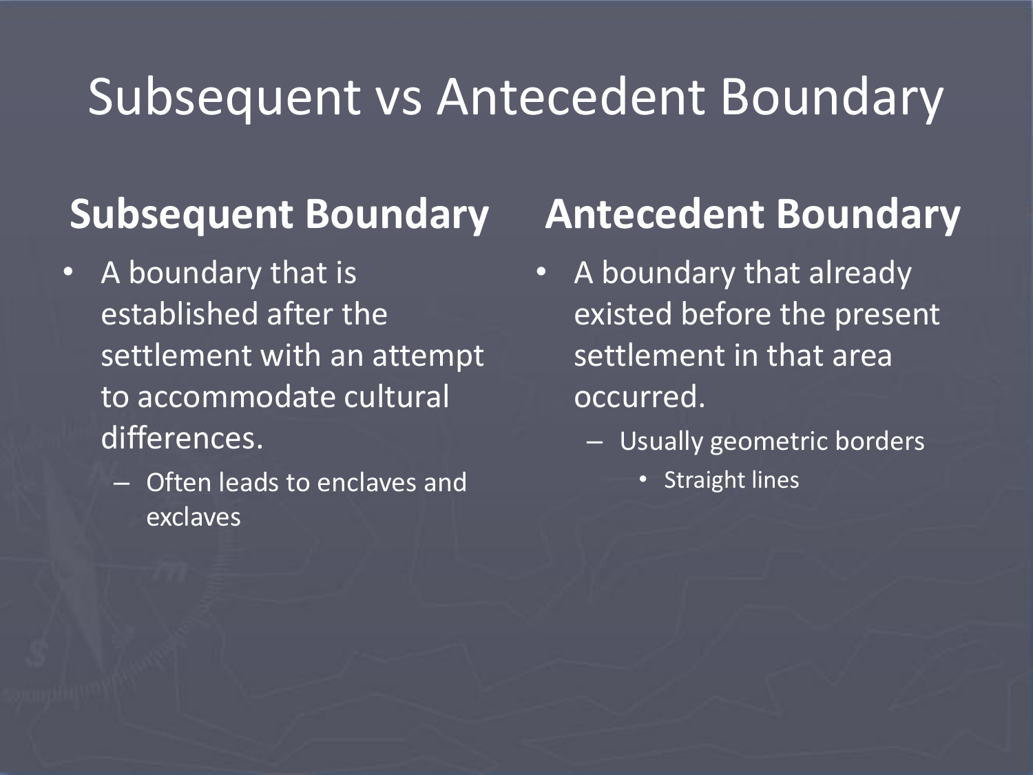# Subsequent vs Antecedent Boundary

## Subsequent Boundary

- A boundary that is established after the settlement with an attempt to accommodate cultural differences.
  - Often leads to enclaves and exclaves

## Antecedent Boundary

- A boundary that already existed before the present settlement in that area occurred.
  - Usually geometric borders
    - Straight lines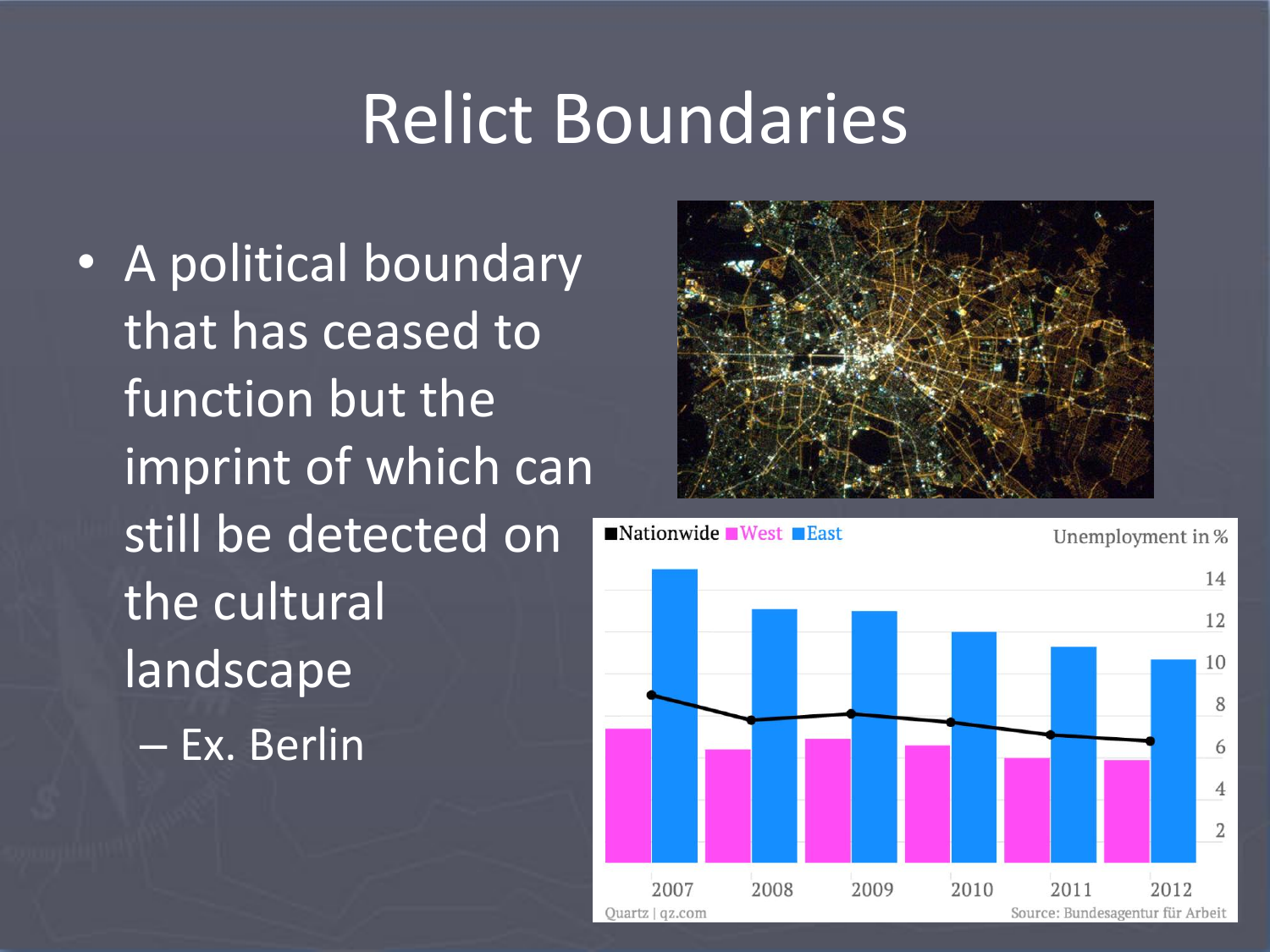# Relict Boundaries

- A political boundary that has ceased to function but the imprint of which can still be detected on the cultural landscape
  - Ex. Berlin

■Nationwide ■West ■East — Unemployment in %

Quartz | qz.com — Source: Bundesagentur für Arbeit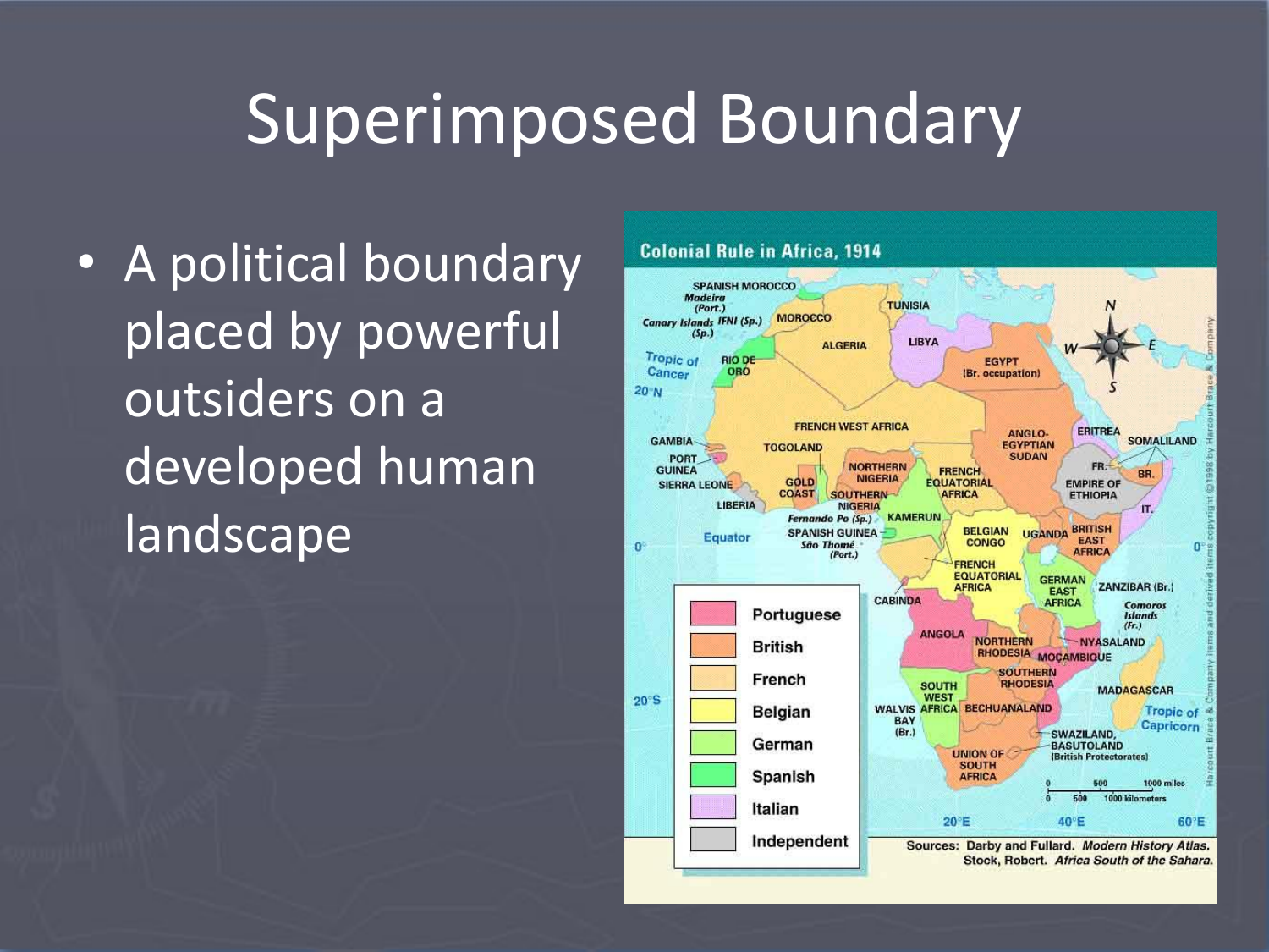# Superimposed Boundary

- A political boundary placed by powerful outsiders on a developed human landscape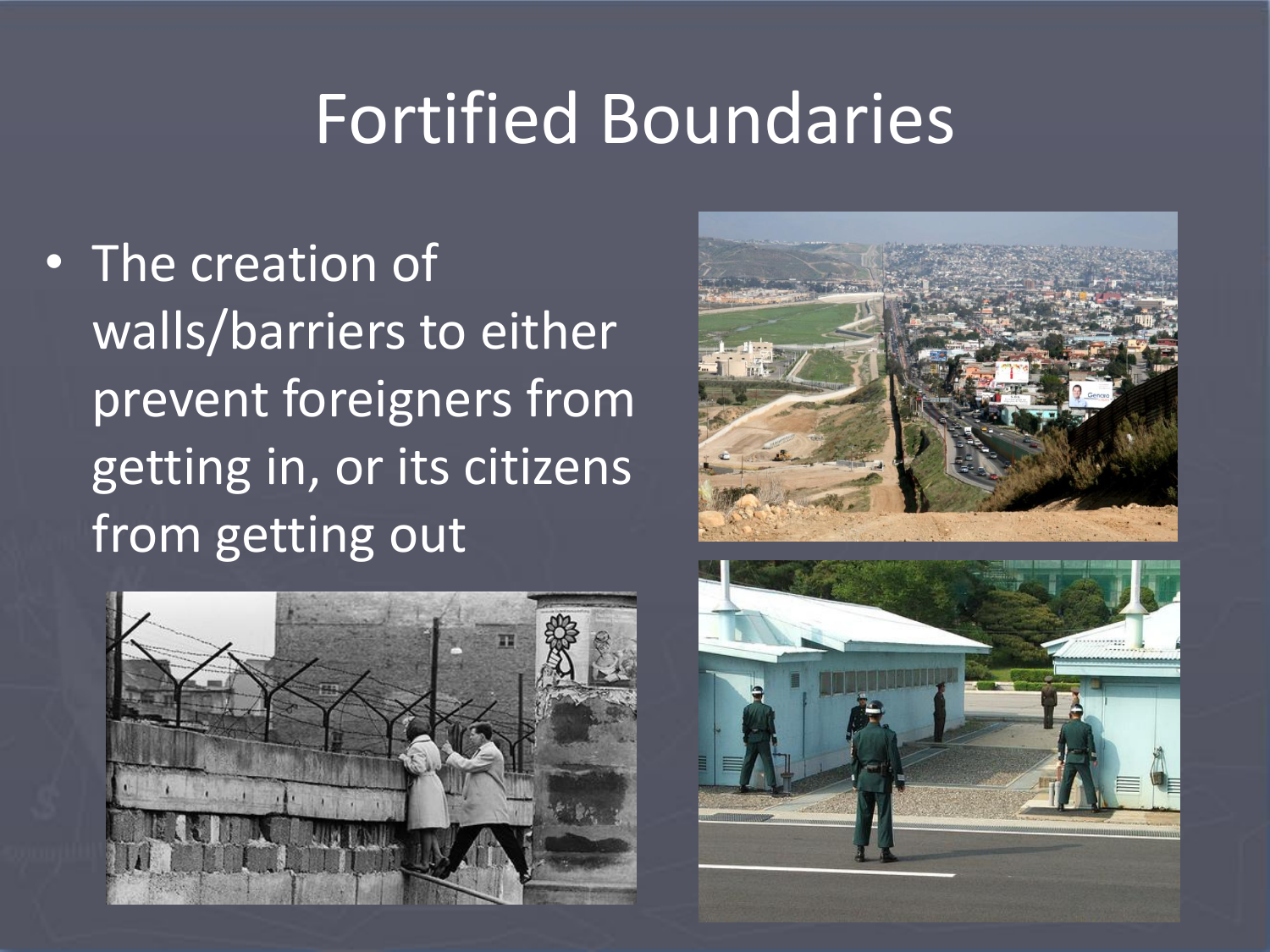# Fortified Boundaries

- The creation of walls/barriers to either prevent foreigners from getting in, or its citizens from getting out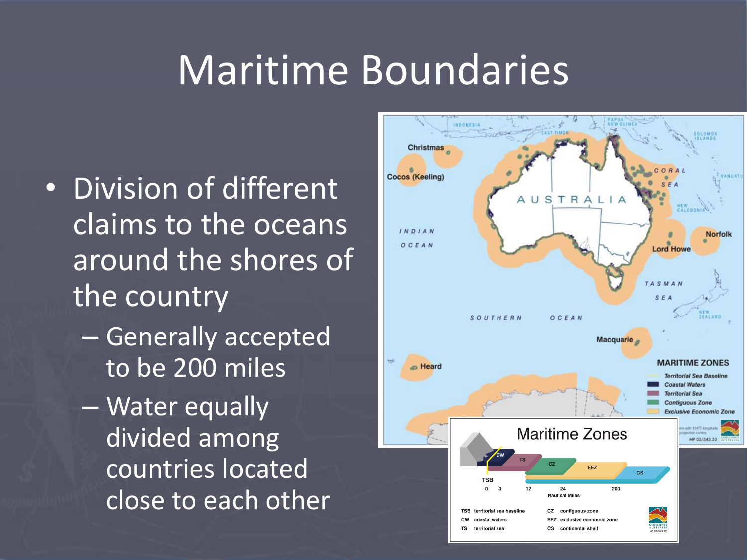# Maritime Boundaries

- Division of different claims to the oceans around the shores of the country
  - Generally accepted to be 200 miles
  - Water equally divided among countries located close to each other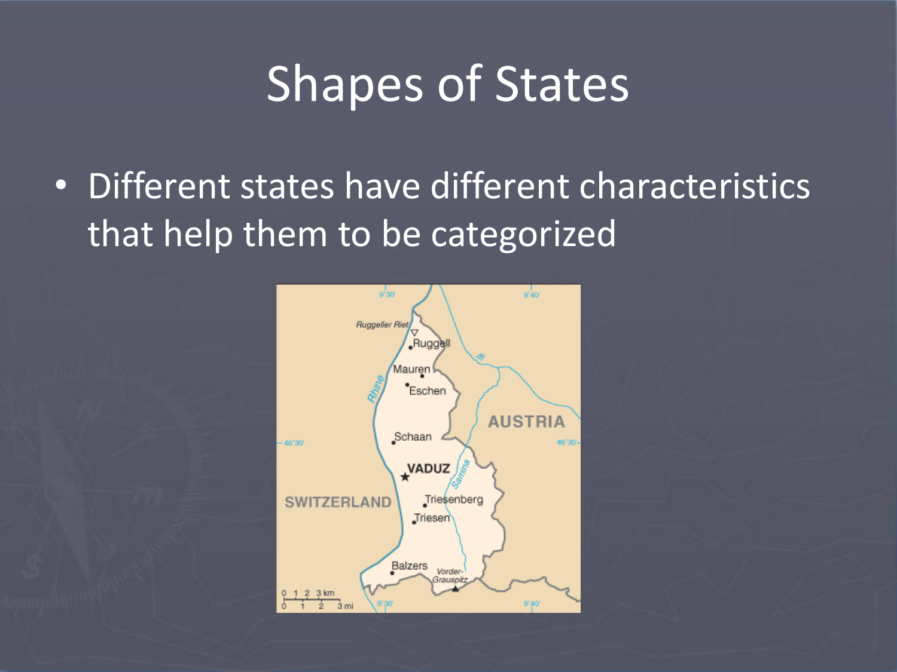# Shapes of States

- Different states have different characteristics that help them to be categorized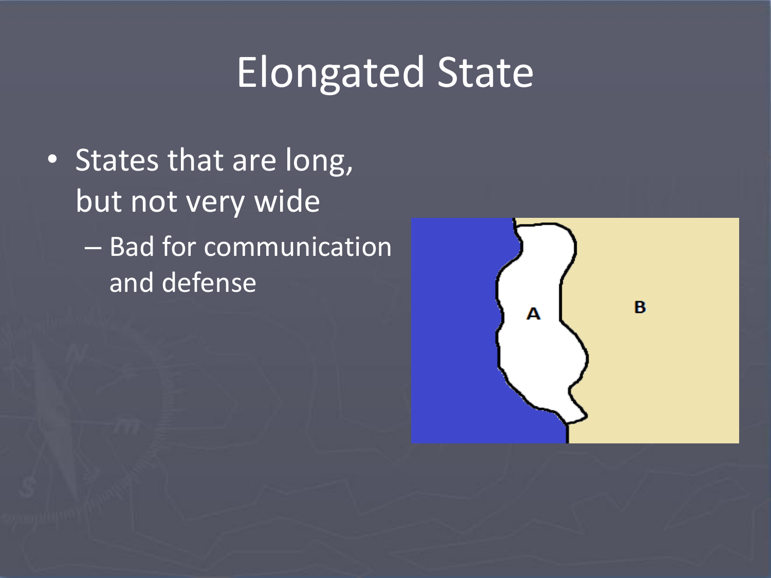# Elongated State

- States that are long, but not very wide
  - Bad for communication and defense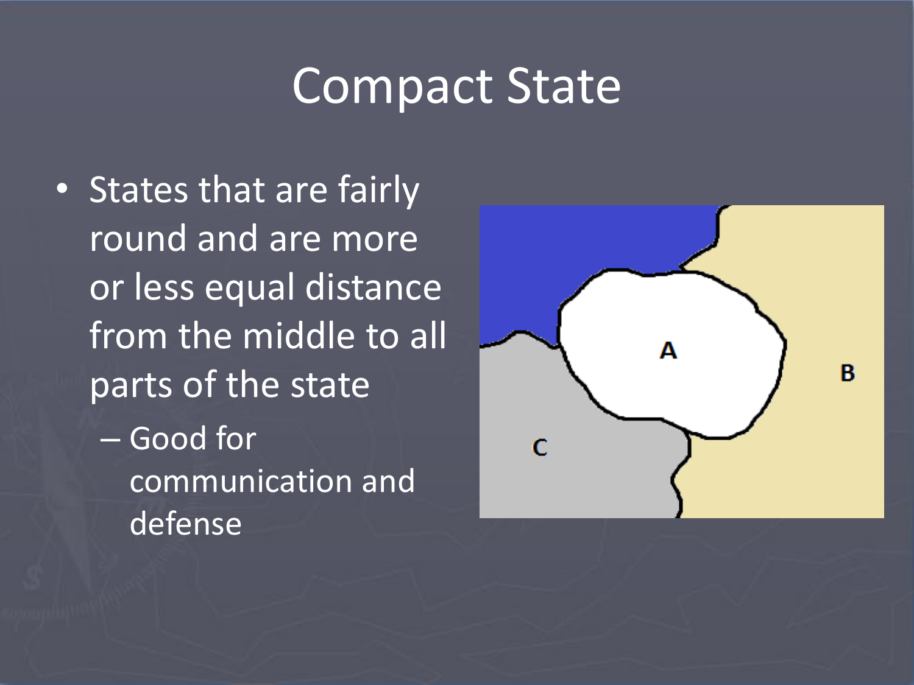# Compact State

- States that are fairly round and are more or less equal distance from the middle to all parts of the state
  - Good for communication and defense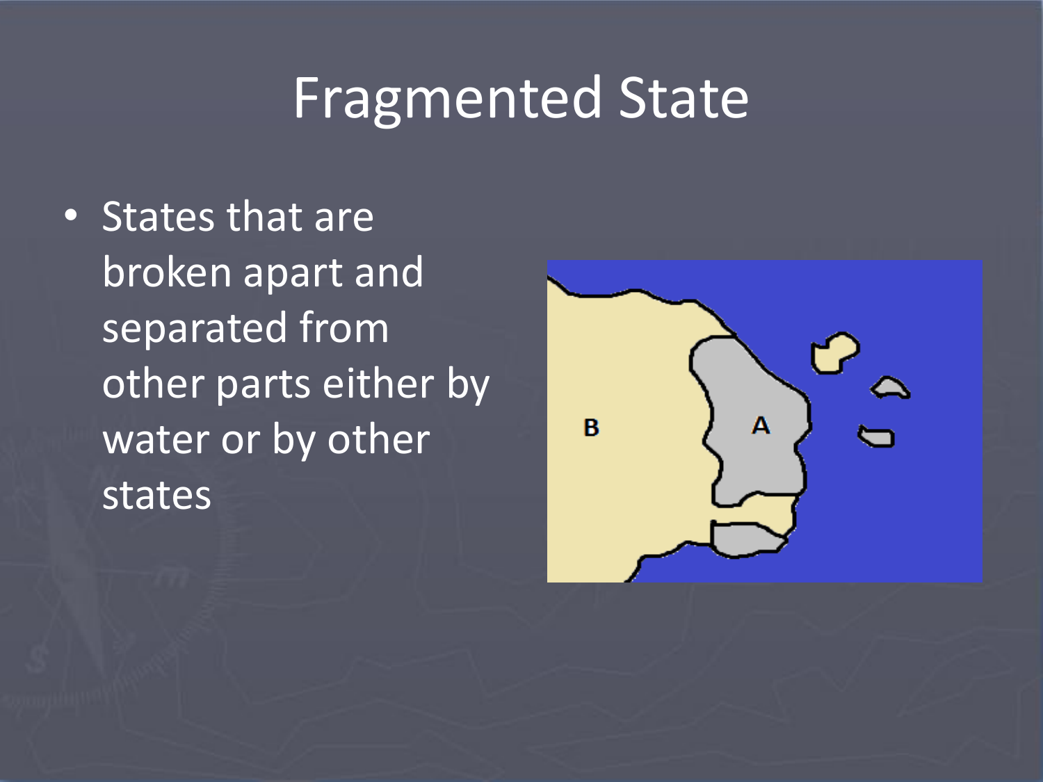# Fragmented State

- States that are broken apart and separated from other parts either by water or by other states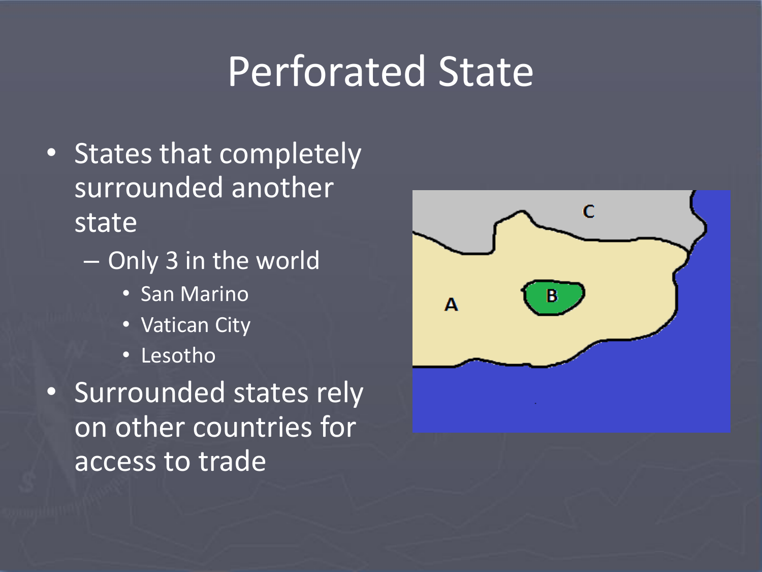# Perforated State

- States that completely surrounded another state
  - Only 3 in the world
    - San Marino
    - Vatican City
    - Lesotho
- Surrounded states rely on other countries for access to trade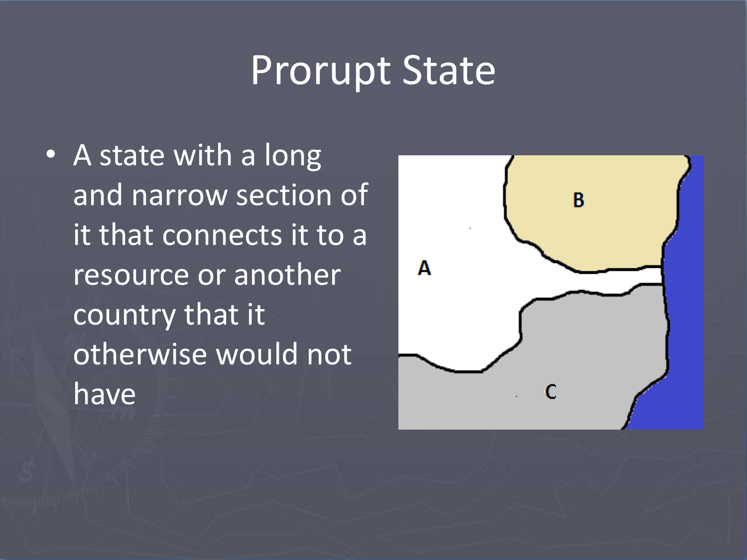# Prorupt State

- A state with a long and narrow section of it that connects it to a resource or another country that it otherwise would not have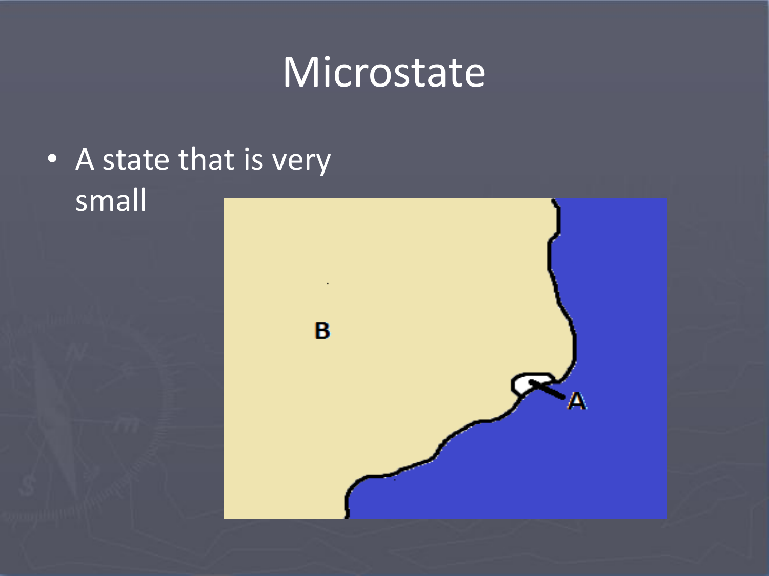# Microstate

- A state that is very small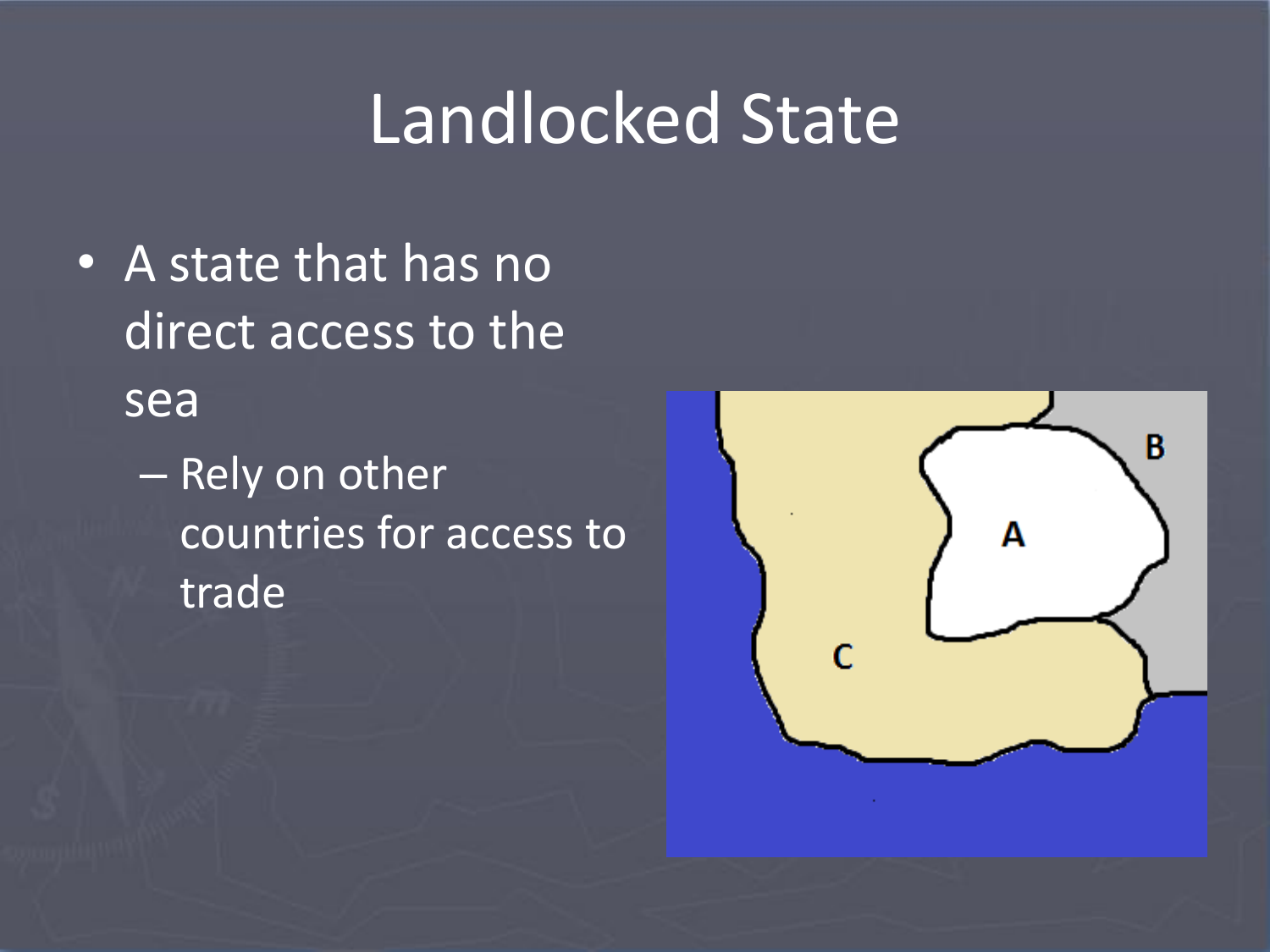# Landlocked State

- A state that has no direct access to the sea
  - Rely on other countries for access to trade

B

A

C